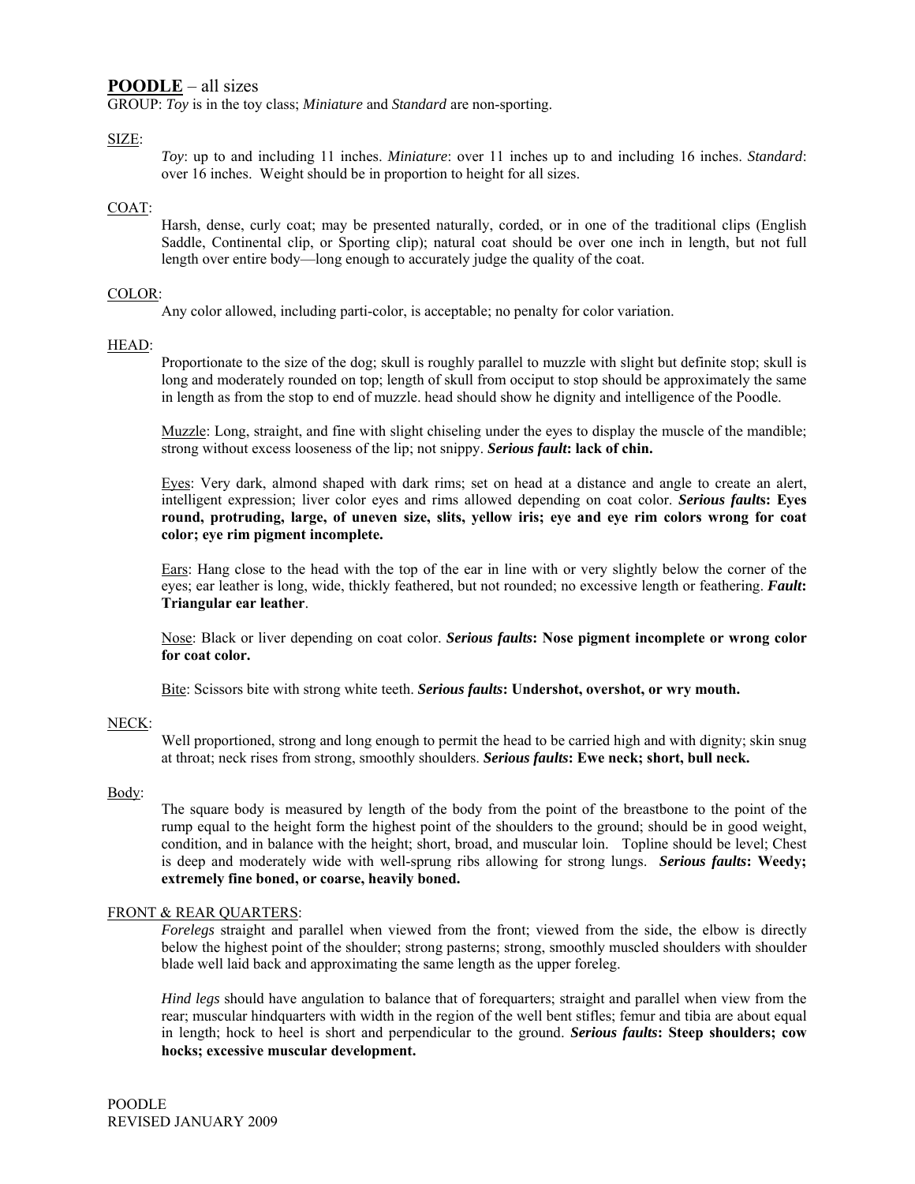# **POODLE** – all sizes

GROUP: *Toy* is in the toy class; *Miniature* and *Standard* are non-sporting.

SIZE:

*Toy*: up to and including 11 inches. *Miniature*: over 11 inches up to and including 16 inches. *Standard*: over 16 inches. Weight should be in proportion to height for all sizes.

COAT:

Harsh, dense, curly coat; may be presented naturally, corded, or in one of the traditional clips (English Saddle, Continental clip, or Sporting clip); natural coat should be over one inch in length, but not full length over entire body—long enough to accurately judge the quality of the coat.

COLOR:

Any color allowed, including parti-color, is acceptable; no penalty for color variation.

HEAD:

Proportionate to the size of the dog; skull is roughly parallel to muzzle with slight but definite stop; skull is long and moderately rounded on top; length of skull from occiput to stop should be approximately the same in length as from the stop to end of muzzle. head should show he dignity and intelligence of the Poodle.

Muzzle: Long, straight, and fine with slight chiseling under the eyes to display the muscle of the mandible; strong without excess looseness of the lip; not snippy. ***Serious fault*: lack of chin.**

Eyes: Very dark, almond shaped with dark rims; set on head at a distance and angle to create an alert, intelligent expression; liver color eyes and rims allowed depending on coat color. ***Serious faults*: Eyes round, protruding, large, of uneven size, slits, yellow iris; eye and eye rim colors wrong for coat color; eye rim pigment incomplete.**

Ears: Hang close to the head with the top of the ear in line with or very slightly below the corner of the eyes; ear leather is long, wide, thickly feathered, but not rounded; no excessive length or feathering. ***Fault*: Triangular ear leather**.

Nose: Black or liver depending on coat color. ***Serious faults*: Nose pigment incomplete or wrong color for coat color.**

Bite: Scissors bite with strong white teeth. ***Serious faults*: Undershot, overshot, or wry mouth.**

NECK:

Well proportioned, strong and long enough to permit the head to be carried high and with dignity; skin snug at throat; neck rises from strong, smoothly shoulders. ***Serious faults*: Ewe neck; short, bull neck.**

Body:

The square body is measured by length of the body from the point of the breastbone to the point of the rump equal to the height form the highest point of the shoulders to the ground; should be in good weight, condition, and in balance with the height; short, broad, and muscular loin. Topline should be level; Chest is deep and moderately wide with well-sprung ribs allowing for strong lungs. ***Serious faults*: Weedy; extremely fine boned, or coarse, heavily boned.**

FRONT & REAR QUARTERS:

*Forelegs* straight and parallel when viewed from the front; viewed from the side, the elbow is directly below the highest point of the shoulder; strong pasterns; strong, smoothly muscled shoulders with shoulder blade well laid back and approximating the same length as the upper foreleg.

*Hind legs* should have angulation to balance that of forequarters; straight and parallel when view from the rear; muscular hindquarters with width in the region of the well bent stifles; femur and tibia are about equal in length; hock to heel is short and perpendicular to the ground. ***Serious faults*: Steep shoulders; cow hocks; excessive muscular development.**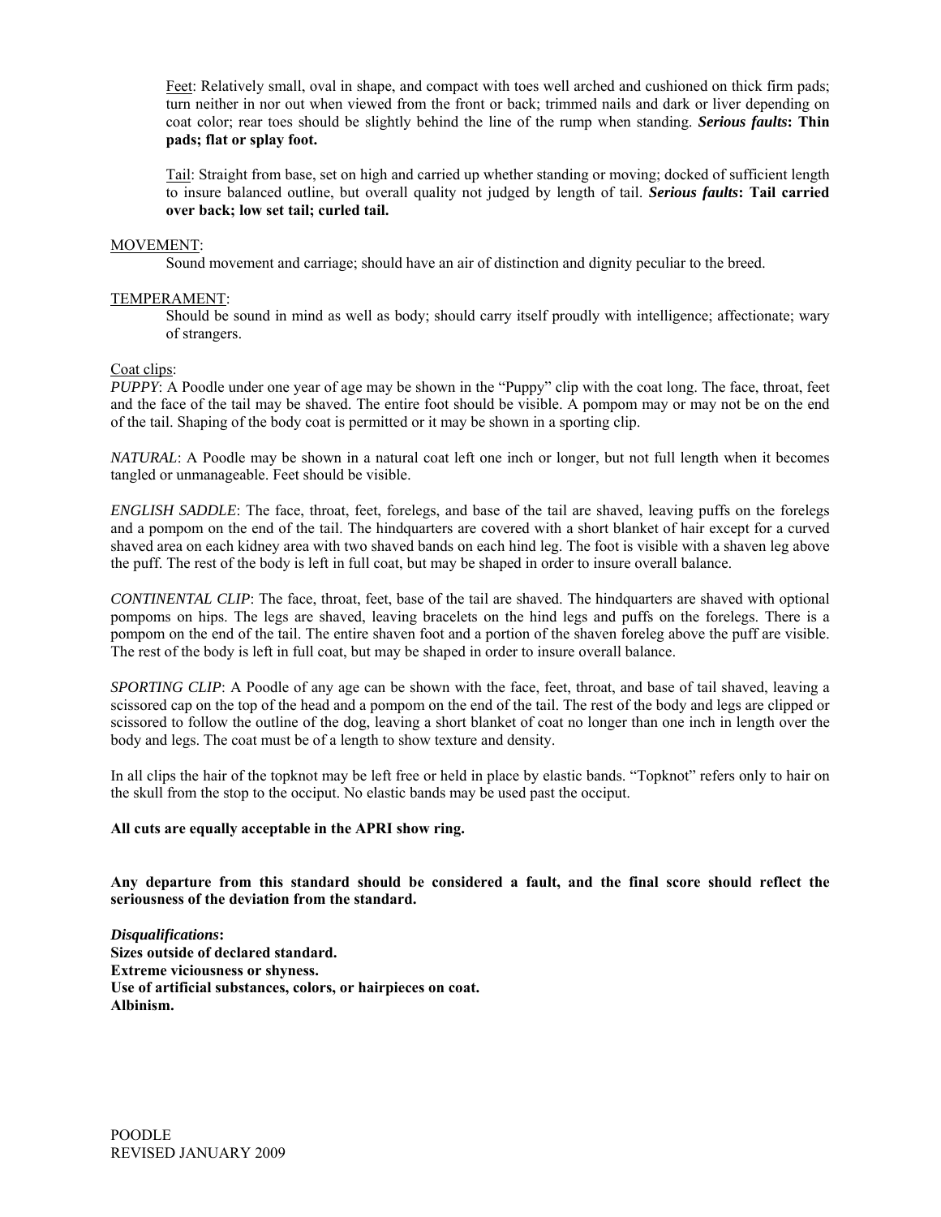<u>Feet</u>: Relatively small, oval in shape, and compact with toes well arched and cushioned on thick firm pads; turn neither in nor out when viewed from the front or back; trimmed nails and dark or liver depending on coat color; rear toes should be slightly behind the line of the rump when standing. ***Serious faults*: Thin pads; flat or splay foot.**

<u>Tail</u>: Straight from base, set on high and carried up whether standing or moving; docked of sufficient length to insure balanced outline, but overall quality not judged by length of tail. ***Serious faults*: Tail carried over back; low set tail; curled tail.**

<u>MOVEMENT</u>:

Sound movement and carriage; should have an air of distinction and dignity peculiar to the breed.

<u>TEMPERAMENT</u>:

Should be sound in mind as well as body; should carry itself proudly with intelligence; affectionate; wary of strangers.

<u>Coat clips</u>:

*PUPPY*: A Poodle under one year of age may be shown in the "Puppy" clip with the coat long. The face, throat, feet and the face of the tail may be shaved. The entire foot should be visible. A pompom may or may not be on the end of the tail. Shaping of the body coat is permitted or it may be shown in a sporting clip.

*NATURAL*: A Poodle may be shown in a natural coat left one inch or longer, but not full length when it becomes tangled or unmanageable. Feet should be visible.

*ENGLISH SADDLE*: The face, throat, feet, forelegs, and base of the tail are shaved, leaving puffs on the forelegs and a pompom on the end of the tail. The hindquarters are covered with a short blanket of hair except for a curved shaved area on each kidney area with two shaved bands on each hind leg. The foot is visible with a shaven leg above the puff. The rest of the body is left in full coat, but may be shaped in order to insure overall balance.

*CONTINENTAL CLIP*: The face, throat, feet, base of the tail are shaved. The hindquarters are shaved with optional pompoms on hips. The legs are shaved, leaving bracelets on the hind legs and puffs on the forelegs. There is a pompom on the end of the tail. The entire shaven foot and a portion of the shaven foreleg above the puff are visible. The rest of the body is left in full coat, but may be shaped in order to insure overall balance.

*SPORTING CLIP*: A Poodle of any age can be shown with the face, feet, throat, and base of tail shaved, leaving a scissored cap on the top of the head and a pompom on the end of the tail. The rest of the body and legs are clipped or scissored to follow the outline of the dog, leaving a short blanket of coat no longer than one inch in length over the body and legs. The coat must be of a length to show texture and density.

In all clips the hair of the topknot may be left free or held in place by elastic bands. "Topknot" refers only to hair on the skull from the stop to the occiput. No elastic bands may be used past the occiput.

**All cuts are equally acceptable in the APRI show ring.**

**Any departure from this standard should be considered a fault, and the final score should reflect the seriousness of the deviation from the standard.**

***Disqualifications*:**
**Sizes outside of declared standard.**
**Extreme viciousness or shyness.**
**Use of artificial substances, colors, or hairpieces on coat.**
**Albinism.**

POODLE
REVISED JANUARY 2009